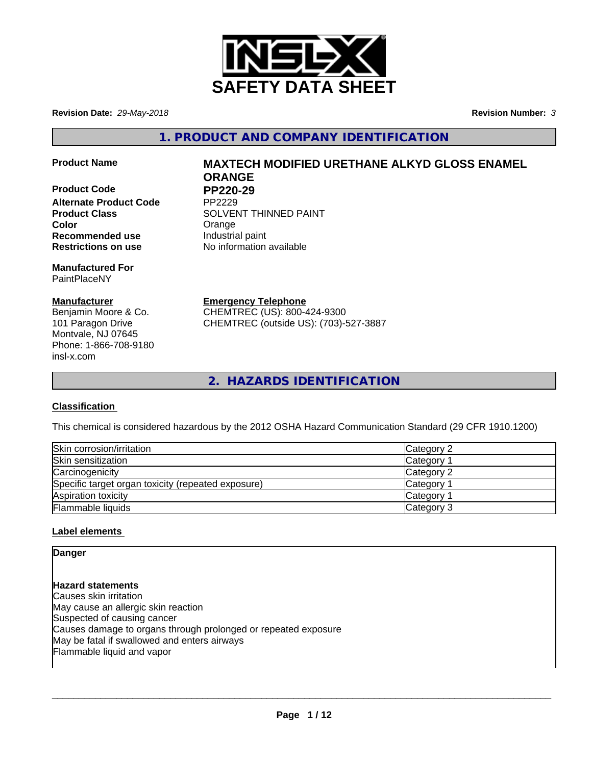# SAFETY DATA SHEET

**Revision Date:** *29-May-2018* **Revision Number:** *3*

## 1. PRODUCT AND COMPANY IDENTIFICATION

**Product Name** **MAXTECH MODIFIED URETHANE ALKYD GLOSS ENAMEL ORANGE**

**Product Code** **PP220-29**
**Alternate Product Code** PP2229
**Product Class** SOLVENT THINNED PAINT
**Color** Orange
**Recommended use** Industrial paint
**Restrictions on use** No information available

**Manufactured For**
PaintPlaceNY

**Manufacturer**
Benjamin Moore & Co.
101 Paragon Drive
Montvale, NJ 07645
Phone: 1-866-708-9180
insl-x.com

**Emergency Telephone**
CHEMTREC (US): 800-424-9300
CHEMTREC (outside US): (703)-527-3887

## 2. HAZARDS IDENTIFICATION

**Classification**

This chemical is considered hazardous by the 2012 OSHA Hazard Communication Standard (29 CFR 1910.1200)

| Hazard | Category |
|---|---|
| Skin corrosion/irritation | Category 2 |
| Skin sensitization | Category 1 |
| Carcinogenicity | Category 2 |
| Specific target organ toxicity (repeated exposure) | Category 1 |
| Aspiration toxicity | Category 1 |
| Flammable liquids | Category 3 |

**Label elements**

**Danger**

**Hazard statements**
Causes skin irritation
May cause an allergic skin reaction
Suspected of causing cancer
Causes damage to organs through prolonged or repeated exposure
May be fatal if swallowed and enters airways
Flammable liquid and vapor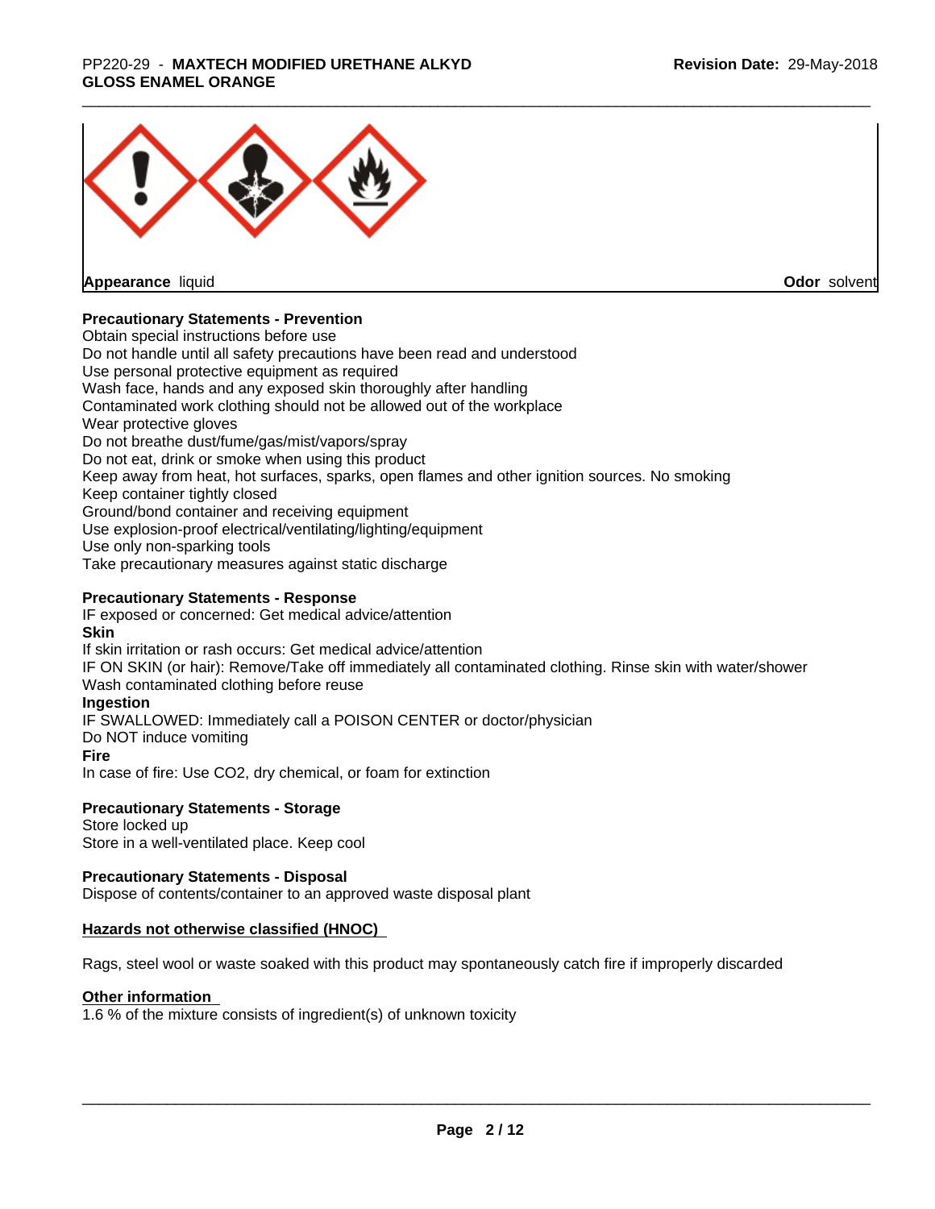**Appearance** liquid **Odor** solvent

**Precautionary Statements - Prevention**

Obtain special instructions before use
Do not handle until all safety precautions have been read and understood
Use personal protective equipment as required
Wash face, hands and any exposed skin thoroughly after handling
Contaminated work clothing should not be allowed out of the workplace
Wear protective gloves
Do not breathe dust/fume/gas/mist/vapors/spray
Do not eat, drink or smoke when using this product
Keep away from heat, hot surfaces, sparks, open flames and other ignition sources. No smoking
Keep container tightly closed
Ground/bond container and receiving equipment
Use explosion-proof electrical/ventilating/lighting/equipment
Use only non-sparking tools
Take precautionary measures against static discharge

**Precautionary Statements - Response**

IF exposed or concerned: Get medical advice/attention

**Skin**

If skin irritation or rash occurs: Get medical advice/attention
IF ON SKIN (or hair): Remove/Take off immediately all contaminated clothing. Rinse skin with water/shower
Wash contaminated clothing before reuse

**Ingestion**

IF SWALLOWED: Immediately call a POISON CENTER or doctor/physician
Do NOT induce vomiting

**Fire**

In case of fire: Use CO2, dry chemical, or foam for extinction

**Precautionary Statements - Storage**

Store locked up
Store in a well-ventilated place. Keep cool

**Precautionary Statements - Disposal**

Dispose of contents/container to an approved waste disposal plant

**Hazards not otherwise classified (HNOC)**

Rags, steel wool or waste soaked with this product may spontaneously catch fire if improperly discarded

**Other information**

1.6 % of the mixture consists of ingredient(s) of unknown toxicity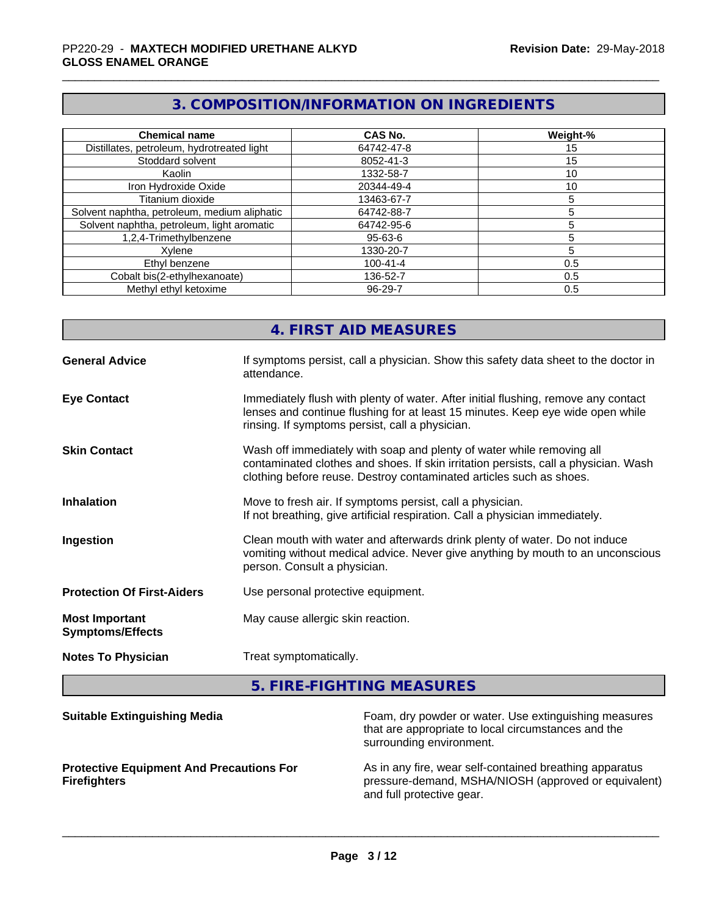## 3. COMPOSITION/INFORMATION ON INGREDIENTS

| Chemical name | CAS No. | Weight-% |
|---|---|---|
| Distillates, petroleum, hydrotreated light | 64742-47-8 | 15 |
| Stoddard solvent | 8052-41-3 | 15 |
| Kaolin | 1332-58-7 | 10 |
| Iron Hydroxide Oxide | 20344-49-4 | 10 |
| Titanium dioxide | 13463-67-7 | 5 |
| Solvent naphtha, petroleum, medium aliphatic | 64742-88-7 | 5 |
| Solvent naphtha, petroleum, light aromatic | 64742-95-6 | 5 |
| 1,2,4-Trimethylbenzene | 95-63-6 | 5 |
| Xylene | 1330-20-7 | 5 |
| Ethyl benzene | 100-41-4 | 0.5 |
| Cobalt bis(2-ethylhexanoate) | 136-52-7 | 0.5 |
| Methyl ethyl ketoxime | 96-29-7 | 0.5 |

## 4. FIRST AID MEASURES

**General Advice**
If symptoms persist, call a physician. Show this safety data sheet to the doctor in attendance.

**Eye Contact**
Immediately flush with plenty of water. After initial flushing, remove any contact lenses and continue flushing for at least 15 minutes. Keep eye wide open while rinsing. If symptoms persist, call a physician.

**Skin Contact**
Wash off immediately with soap and plenty of water while removing all contaminated clothes and shoes. If skin irritation persists, call a physician. Wash clothing before reuse. Destroy contaminated articles such as shoes.

**Inhalation**
Move to fresh air. If symptoms persist, call a physician.
If not breathing, give artificial respiration. Call a physician immediately.

**Ingestion**
Clean mouth with water and afterwards drink plenty of water. Do not induce vomiting without medical advice. Never give anything by mouth to an unconscious person. Consult a physician.

**Protection Of First-Aiders**
Use personal protective equipment.

**Most Important Symptoms/Effects**
May cause allergic skin reaction.

**Notes To Physician**
Treat symptomatically.

## 5. FIRE-FIGHTING MEASURES

**Suitable Extinguishing Media**
Foam, dry powder or water. Use extinguishing measures that are appropriate to local circumstances and the surrounding environment.

**Protective Equipment And Precautions For Firefighters**
As in any fire, wear self-contained breathing apparatus pressure-demand, MSHA/NIOSH (approved or equivalent) and full protective gear.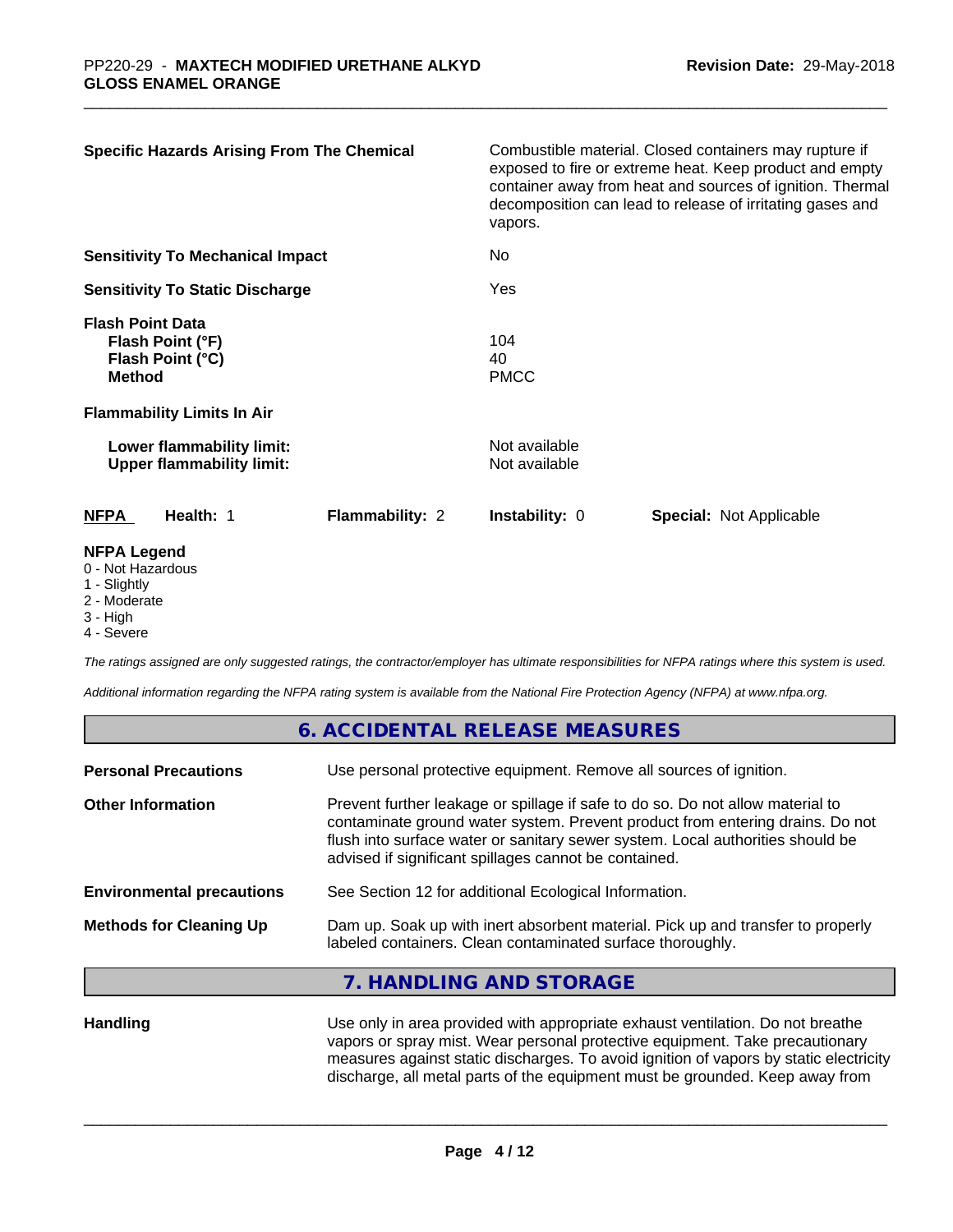**Specific Hazards Arising From The Chemical**

Combustible material. Closed containers may rupture if exposed to fire or extreme heat. Keep product and empty container away from heat and sources of ignition. Thermal decomposition can lead to release of irritating gases and vapors.

**Sensitivity To Mechanical Impact** No

**Sensitivity To Static Discharge** Yes

**Flash Point Data**

| | |
|---|---|
| **Flash Point (°F)** | 104 |
| **Flash Point (°C)** | 40 |
| **Method** | PMCC |

**Flammability Limits In Air**

| | |
|---|---|
| **Lower flammability limit:** | Not available |
| **Upper flammability limit:** | Not available |

| NFPA | Health: 1 | Flammability: 2 | Instability: 0 | Special: Not Applicable |
|---|---|---|---|---|

**NFPA Legend**
- 0 - Not Hazardous
- 1 - Slightly
- 2 - Moderate
- 3 - High
- 4 - Severe

*The ratings assigned are only suggested ratings, the contractor/employer has ultimate responsibilities for NFPA ratings where this system is used.*

*Additional information regarding the NFPA rating system is available from the National Fire Protection Agency (NFPA) at www.nfpa.org.*

## 6. ACCIDENTAL RELEASE MEASURES

**Personal Precautions**

Use personal protective equipment. Remove all sources of ignition.

**Other Information**

Prevent further leakage or spillage if safe to do so. Do not allow material to contaminate ground water system. Prevent product from entering drains. Do not flush into surface water or sanitary sewer system. Local authorities should be advised if significant spillages cannot be contained.

**Environmental precautions**

See Section 12 for additional Ecological Information.

**Methods for Cleaning Up**

Dam up. Soak up with inert absorbent material. Pick up and transfer to properly labeled containers. Clean contaminated surface thoroughly.

## 7. HANDLING AND STORAGE

**Handling**

Use only in area provided with appropriate exhaust ventilation. Do not breathe vapors or spray mist. Wear personal protective equipment. Take precautionary measures against static discharges. To avoid ignition of vapors by static electricity discharge, all metal parts of the equipment must be grounded. Keep away from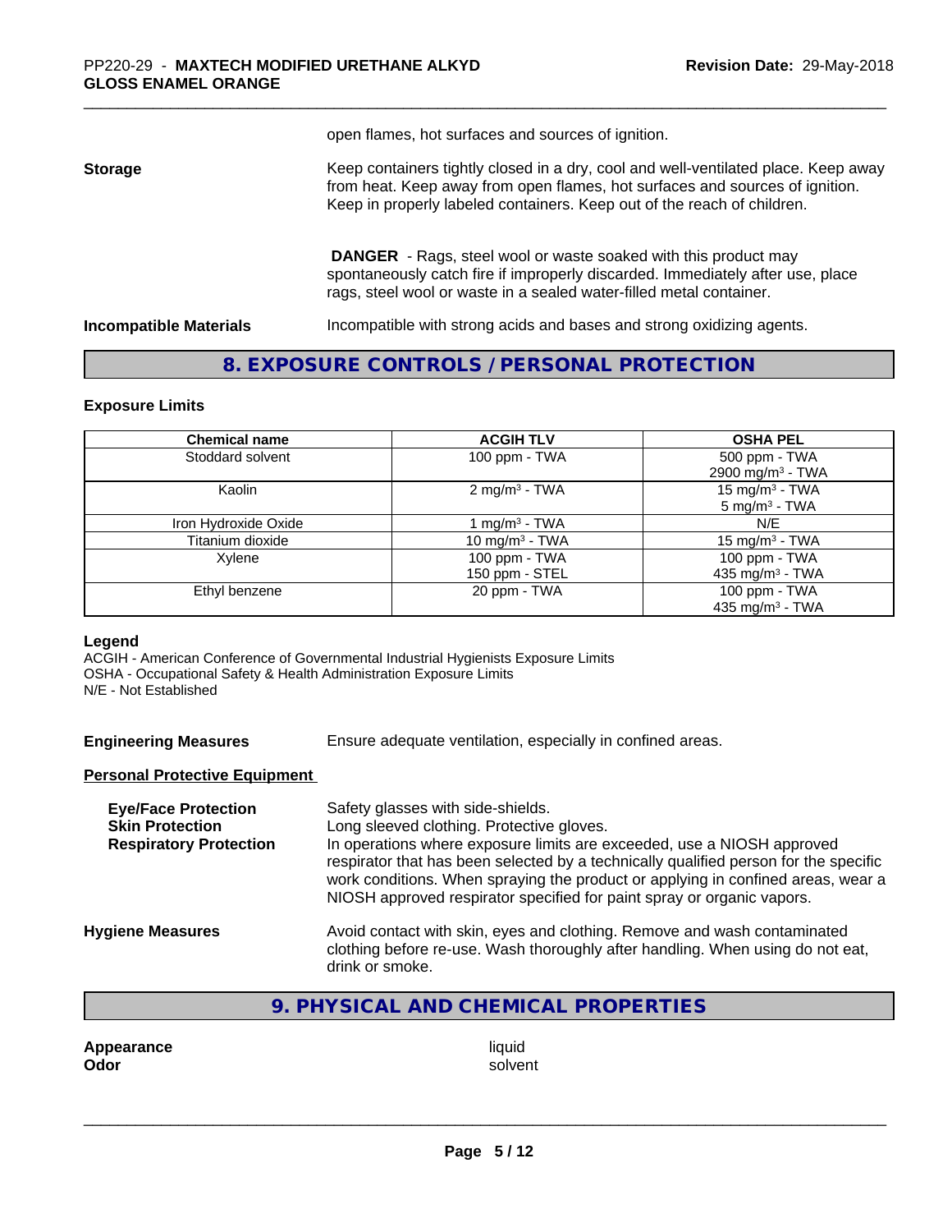open flames, hot surfaces and sources of ignition.

**Storage** Keep containers tightly closed in a dry, cool and well-ventilated place. Keep away from heat. Keep away from open flames, hot surfaces and sources of ignition. Keep in properly labeled containers. Keep out of the reach of children.

**DANGER** - Rags, steel wool or waste soaked with this product may spontaneously catch fire if improperly discarded. Immediately after use, place rags, steel wool or waste in a sealed water-filled metal container.

**Incompatible Materials** Incompatible with strong acids and bases and strong oxidizing agents.

## 8. EXPOSURE CONTROLS / PERSONAL PROTECTION

### Exposure Limits

| Chemical name | ACGIH TLV | OSHA PEL |
| --- | --- | --- |
| Stoddard solvent | 100 ppm - TWA | 500 ppm - TWA<br>2900 mg/m³ - TWA |
| Kaolin | 2 mg/m³ - TWA | 15 mg/m³ - TWA<br>5 mg/m³ - TWA |
| Iron Hydroxide Oxide | 1 mg/m³ - TWA | N/E |
| Titanium dioxide | 10 mg/m³ - TWA | 15 mg/m³ - TWA |
| Xylene | 100 ppm - TWA<br>150 ppm - STEL | 100 ppm - TWA<br>435 mg/m³ - TWA |
| Ethyl benzene | 20 ppm - TWA | 100 ppm - TWA<br>435 mg/m³ - TWA |

**Legend**
ACGIH - American Conference of Governmental Industrial Hygienists Exposure Limits
OSHA - Occupational Safety & Health Administration Exposure Limits
N/E - Not Established

**Engineering Measures** Ensure adequate ventilation, especially in confined areas.

**Personal Protective Equipment**

**Eye/Face Protection** Safety glasses with side-shields.

**Skin Protection** Long sleeved clothing. Protective gloves.

**Respiratory Protection** In operations where exposure limits are exceeded, use a NIOSH approved respirator that has been selected by a technically qualified person for the specific work conditions. When spraying the product or applying in confined areas, wear a NIOSH approved respirator specified for paint spray or organic vapors.

**Hygiene Measures** Avoid contact with skin, eyes and clothing. Remove and wash contaminated clothing before re-use. Wash thoroughly after handling. When using do not eat, drink or smoke.

## 9. PHYSICAL AND CHEMICAL PROPERTIES

**Appearance** liquid
**Odor** solvent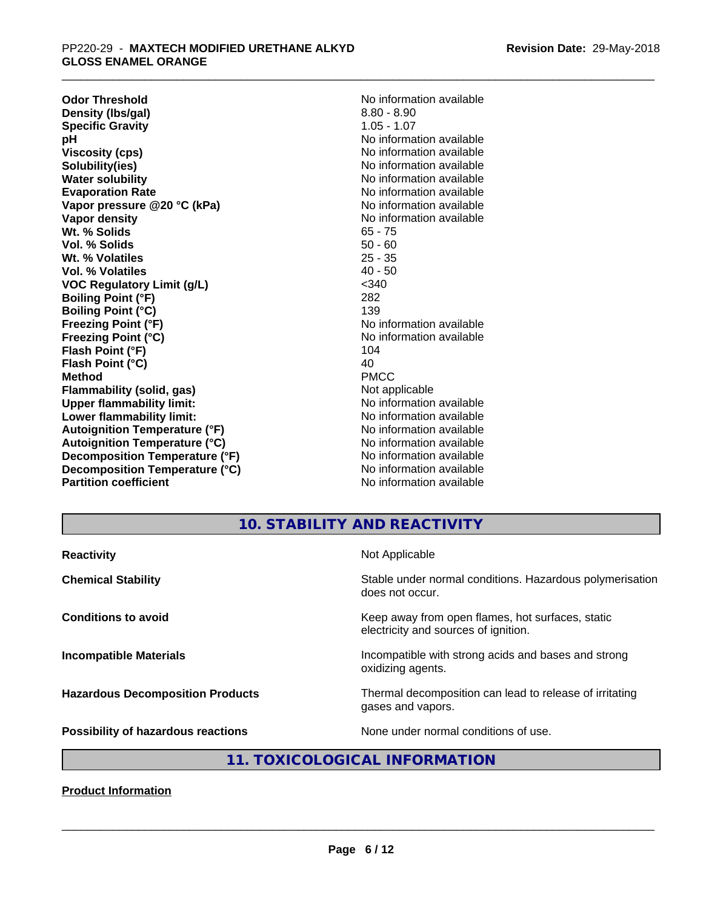| | |
|---|---|
| **Odor Threshold** | No information available |
| **Density (lbs/gal)** | 8.80 - 8.90 |
| **Specific Gravity** | 1.05 - 1.07 |
| **pH** | No information available |
| **Viscosity (cps)** | No information available |
| **Solubility(ies)** | No information available |
| **Water solubility** | No information available |
| **Evaporation Rate** | No information available |
| **Vapor pressure @20 °C (kPa)** | No information available |
| **Vapor density** | No information available |
| **Wt. % Solids** | 65 - 75 |
| **Vol. % Solids** | 50 - 60 |
| **Wt. % Volatiles** | 25 - 35 |
| **Vol. % Volatiles** | 40 - 50 |
| **VOC Regulatory Limit (g/L)** | <340 |
| **Boiling Point (°F)** | 282 |
| **Boiling Point (°C)** | 139 |
| **Freezing Point (°F)** | No information available |
| **Freezing Point (°C)** | No information available |
| **Flash Point (°F)** | 104 |
| **Flash Point (°C)** | 40 |
| **Method** | PMCC |
| **Flammability (solid, gas)** | Not applicable |
| **Upper flammability limit:** | No information available |
| **Lower flammability limit:** | No information available |
| **Autoignition Temperature (°F)** | No information available |
| **Autoignition Temperature (°C)** | No information available |
| **Decomposition Temperature (°F)** | No information available |
| **Decomposition Temperature (°C)** | No information available |
| **Partition coefficient** | No information available |

## 10. STABILITY AND REACTIVITY

| | |
|---|---|
| **Reactivity** | Not Applicable |
| **Chemical Stability** | Stable under normal conditions. Hazardous polymerisation does not occur. |
| **Conditions to avoid** | Keep away from open flames, hot surfaces, static electricity and sources of ignition. |
| **Incompatible Materials** | Incompatible with strong acids and bases and strong oxidizing agents. |
| **Hazardous Decomposition Products** | Thermal decomposition can lead to release of irritating gases and vapors. |
| **Possibility of hazardous reactions** | None under normal conditions of use. |

## 11. TOXICOLOGICAL INFORMATION

**Product Information**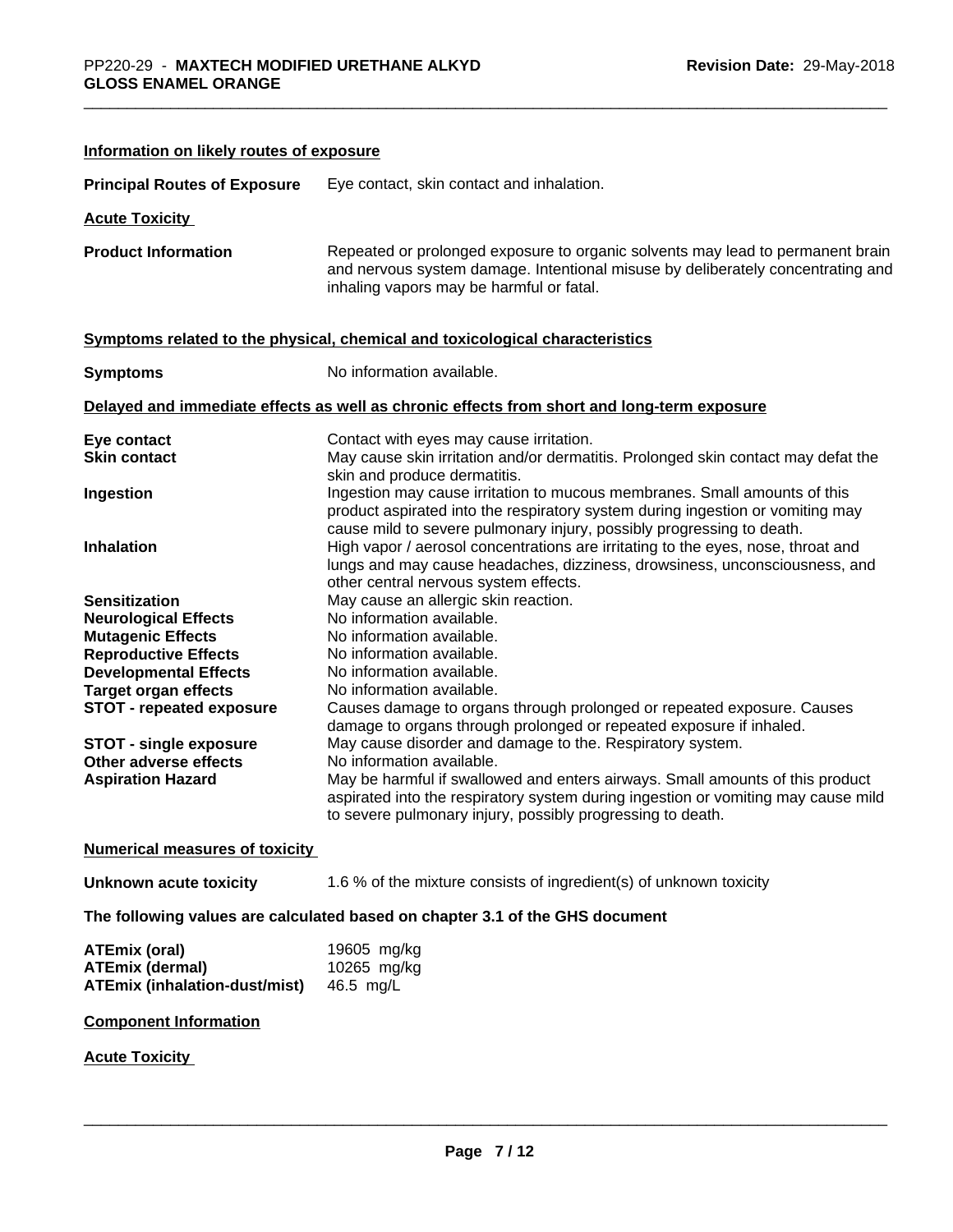#### Information on likely routes of exposure

**Principal Routes of Exposure** Eye contact, skin contact and inhalation.

#### Acute Toxicity

**Product Information** Repeated or prolonged exposure to organic solvents may lead to permanent brain and nervous system damage. Intentional misuse by deliberately concentrating and inhaling vapors may be harmful or fatal.

#### Symptoms related to the physical, chemical and toxicological characteristics

**Symptoms** No information available.

#### Delayed and immediate effects as well as chronic effects from short and long-term exposure

| | |
|---|---|
| **Eye contact** | Contact with eyes may cause irritation. |
| **Skin contact** | May cause skin irritation and/or dermatitis. Prolonged skin contact may defat the skin and produce dermatitis. |
| **Ingestion** | Ingestion may cause irritation to mucous membranes. Small amounts of this product aspirated into the respiratory system during ingestion or vomiting may cause mild to severe pulmonary injury, possibly progressing to death. |
| **Inhalation** | High vapor / aerosol concentrations are irritating to the eyes, nose, throat and lungs and may cause headaches, dizziness, drowsiness, unconsciousness, and other central nervous system effects. |
| **Sensitization** | May cause an allergic skin reaction. |
| **Neurological Effects** | No information available. |
| **Mutagenic Effects** | No information available. |
| **Reproductive Effects** | No information available. |
| **Developmental Effects** | No information available. |
| **Target organ effects** | No information available. |
| **STOT - repeated exposure** | Causes damage to organs through prolonged or repeated exposure. Causes damage to organs through prolonged or repeated exposure if inhaled. |
| **STOT - single exposure** | May cause disorder and damage to the. Respiratory system. |
| **Other adverse effects** | No information available. |
| **Aspiration Hazard** | May be harmful if swallowed and enters airways. Small amounts of this product aspirated into the respiratory system during ingestion or vomiting may cause mild to severe pulmonary injury, possibly progressing to death. |

#### Numerical measures of toxicity

**Unknown acute toxicity** 1.6 % of the mixture consists of ingredient(s) of unknown toxicity

**The following values are calculated based on chapter 3.1 of the GHS document**

| | |
|---|---|
| **ATEmix (oral)** | 19605 mg/kg |
| **ATEmix (dermal)** | 10265 mg/kg |
| **ATEmix (inhalation-dust/mist)** | 46.5 mg/L |

#### Component Information

#### Acute Toxicity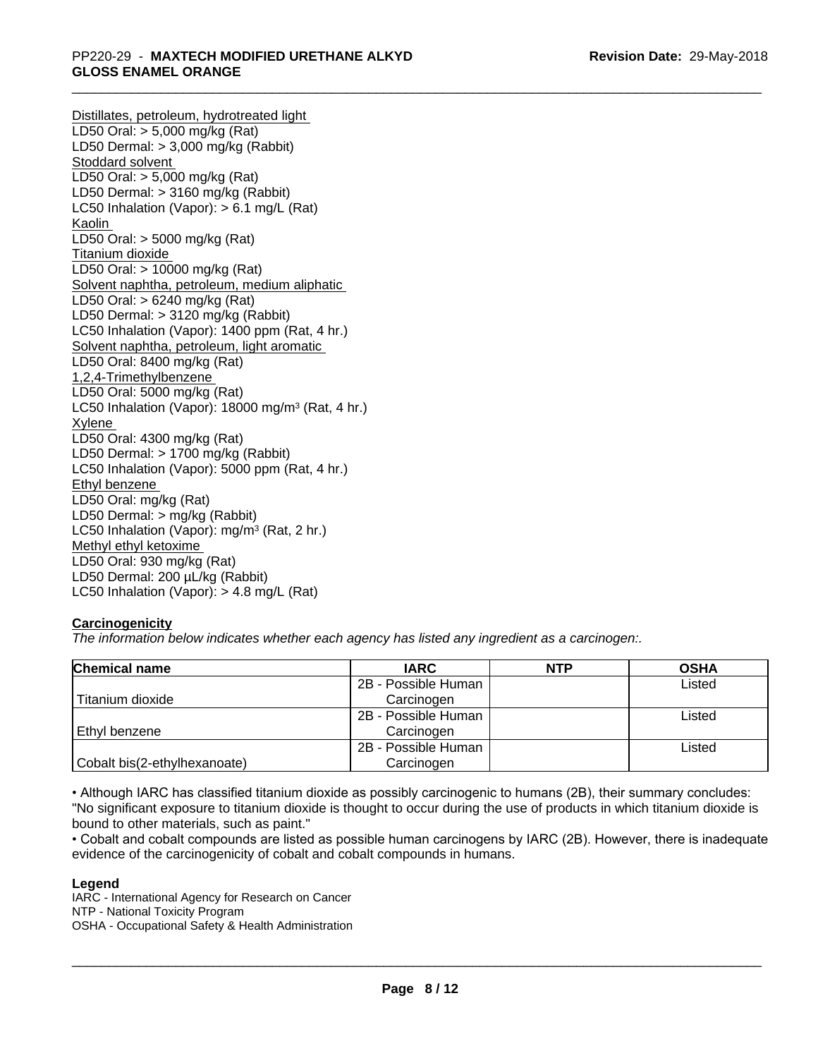Distillates, petroleum, hydrotreated light
LD50 Oral: > 5,000 mg/kg (Rat)
LD50 Dermal: > 3,000 mg/kg (Rabbit)
Stoddard solvent
LD50 Oral: > 5,000 mg/kg (Rat)
LD50 Dermal: > 3160 mg/kg (Rabbit)
LC50 Inhalation (Vapor): > 6.1 mg/L (Rat)
Kaolin
LD50 Oral: > 5000 mg/kg (Rat)
Titanium dioxide
LD50 Oral: > 10000 mg/kg (Rat)
Solvent naphtha, petroleum, medium aliphatic
LD50 Oral: > 6240 mg/kg (Rat)
LD50 Dermal: > 3120 mg/kg (Rabbit)
LC50 Inhalation (Vapor): 1400 ppm (Rat, 4 hr.)
Solvent naphtha, petroleum, light aromatic
LD50 Oral: 8400 mg/kg (Rat)
1,2,4-Trimethylbenzene
LD50 Oral: 5000 mg/kg (Rat)
LC50 Inhalation (Vapor): 18000 mg/m$^3$ (Rat, 4 hr.)
Xylene
LD50 Oral: 4300 mg/kg (Rat)
LD50 Dermal: > 1700 mg/kg (Rabbit)
LC50 Inhalation (Vapor): 5000 ppm (Rat, 4 hr.)
Ethyl benzene
LD50 Oral: mg/kg (Rat)
LD50 Dermal: > mg/kg (Rabbit)
LC50 Inhalation (Vapor): mg/m$^3$ (Rat, 2 hr.)
Methyl ethyl ketoxime
LD50 Oral: 930 mg/kg (Rat)
LD50 Dermal: 200 µL/kg (Rabbit)
LC50 Inhalation (Vapor): > 4.8 mg/L (Rat)

**Carcinogenicity**

*The information below indicates whether each agency has listed any ingredient as a carcinogen:.*

| Chemical name | IARC | NTP | OSHA |
|---|---|---|---|
| Titanium dioxide | 2B - Possible Human Carcinogen | | Listed |
| Ethyl benzene | 2B - Possible Human Carcinogen | | Listed |
| Cobalt bis(2-ethylhexanoate) | 2B - Possible Human Carcinogen | | Listed |

• Although IARC has classified titanium dioxide as possibly carcinogenic to humans (2B), their summary concludes: "No significant exposure to titanium dioxide is thought to occur during the use of products in which titanium dioxide is bound to other materials, such as paint."

• Cobalt and cobalt compounds are listed as possible human carcinogens by IARC (2B). However, there is inadequate evidence of the carcinogenicity of cobalt and cobalt compounds in humans.

**Legend**

IARC - International Agency for Research on Cancer
NTP - National Toxicity Program
OSHA - Occupational Safety & Health Administration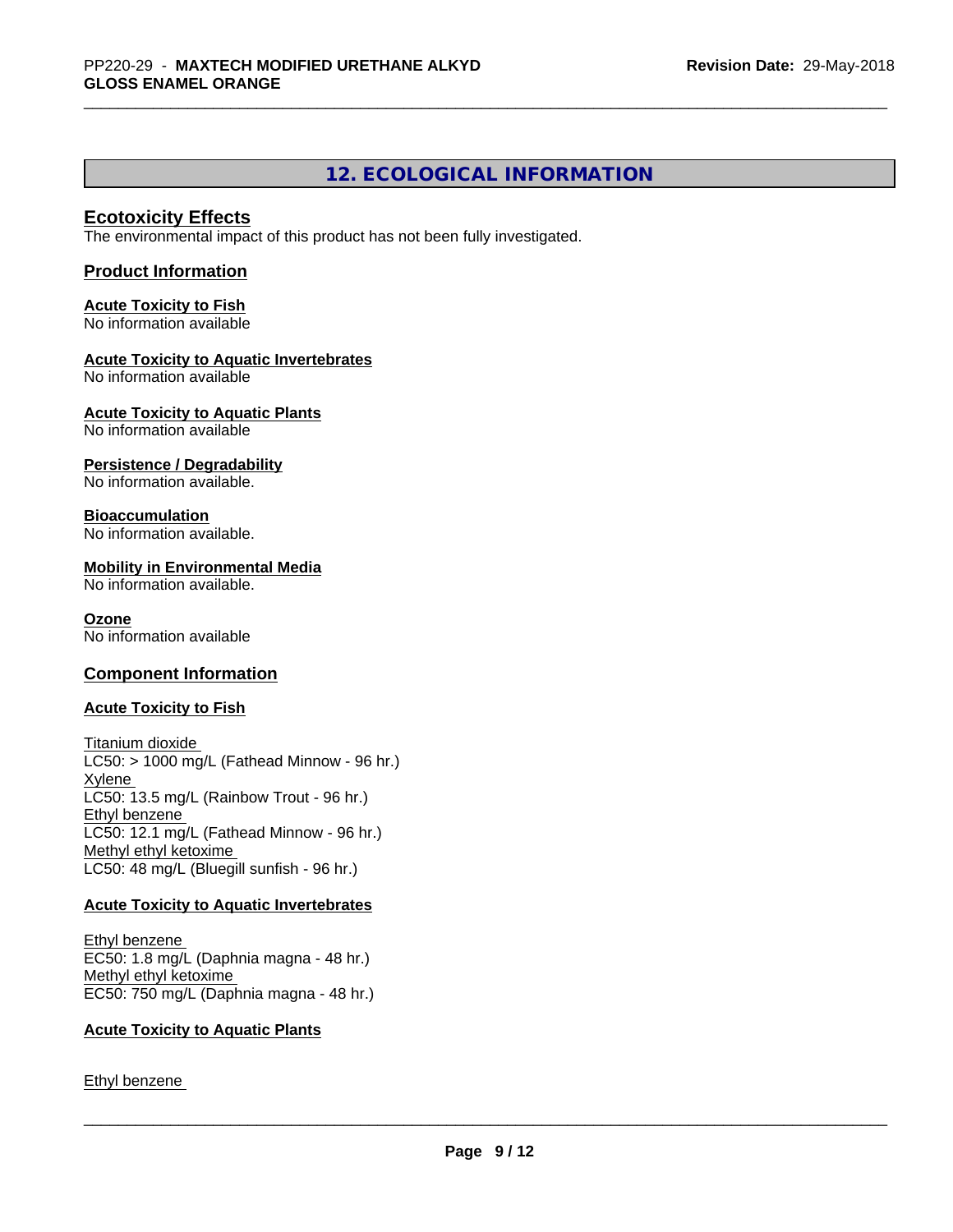## 12. ECOLOGICAL INFORMATION

### Ecotoxicity Effects

The environmental impact of this product has not been fully investigated.

### Product Information

**Acute Toxicity to Fish**
No information available

**Acute Toxicity to Aquatic Invertebrates**
No information available

**Acute Toxicity to Aquatic Plants**
No information available

**Persistence / Degradability**
No information available.

**Bioaccumulation**
No information available.

**Mobility in Environmental Media**
No information available.

**Ozone**
No information available

### Component Information

**Acute Toxicity to Fish**

Titanium dioxide
LC50: > 1000 mg/L (Fathead Minnow - 96 hr.)
Xylene
LC50: 13.5 mg/L (Rainbow Trout - 96 hr.)
Ethyl benzene
LC50: 12.1 mg/L (Fathead Minnow - 96 hr.)
Methyl ethyl ketoxime
LC50: 48 mg/L (Bluegill sunfish - 96 hr.)

**Acute Toxicity to Aquatic Invertebrates**

Ethyl benzene
EC50: 1.8 mg/L (Daphnia magna - 48 hr.)
Methyl ethyl ketoxime
EC50: 750 mg/L (Daphnia magna - 48 hr.)

**Acute Toxicity to Aquatic Plants**

Ethyl benzene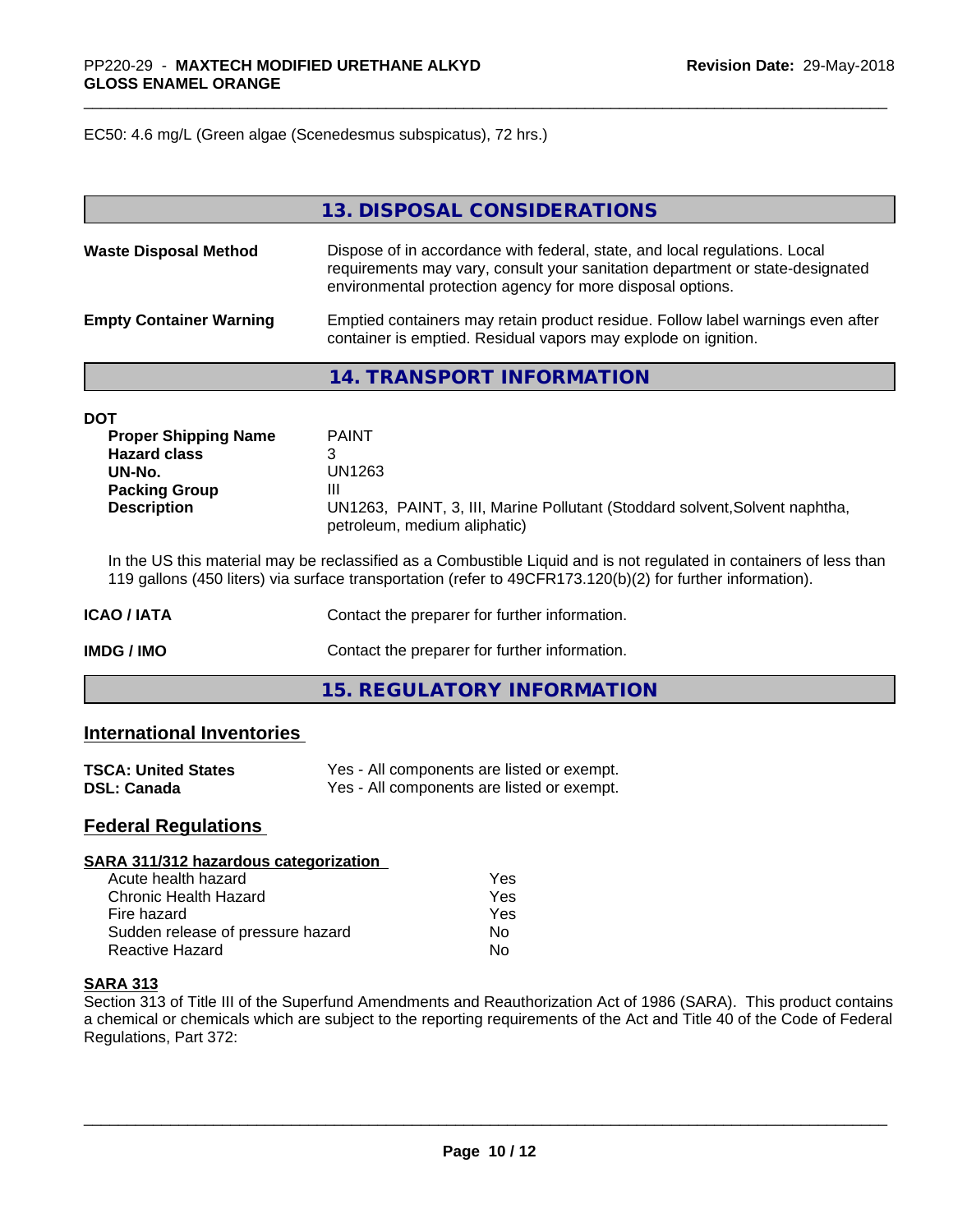EC50: 4.6 mg/L (Green algae (Scenedesmus subspicatus), 72 hrs.)

## 13. DISPOSAL CONSIDERATIONS

| | |
|---|---|
| **Waste Disposal Method** | Dispose of in accordance with federal, state, and local regulations. Local requirements may vary, consult your sanitation department or state-designated environmental protection agency for more disposal options. |
| **Empty Container Warning** | Emptied containers may retain product residue. Follow label warnings even after container is emptied. Residual vapors may explode on ignition. |

## 14. TRANSPORT INFORMATION

**DOT**

| | |
|---|---|
| **Proper Shipping Name** | PAINT |
| **Hazard class** | 3 |
| **UN-No.** | UN1263 |
| **Packing Group** | III |
| **Description** | UN1263, PAINT, 3, III, Marine Pollutant (Stoddard solvent,Solvent naphtha, petroleum, medium aliphatic) |

In the US this material may be reclassified as a Combustible Liquid and is not regulated in containers of less than 119 gallons (450 liters) via surface transportation (refer to 49CFR173.120(b)(2) for further information).

| | |
|---|---|
| **ICAO / IATA** | Contact the preparer for further information. |
| **IMDG / IMO** | Contact the preparer for further information. |

## 15. REGULATORY INFORMATION

### International Inventories

| | |
|---|---|
| **TSCA: United States** | Yes - All components are listed or exempt. |
| **DSL: Canada** | Yes - All components are listed or exempt. |

### Federal Regulations

**SARA 311/312 hazardous categorization**

| | |
|---|---|
| Acute health hazard | Yes |
| Chronic Health Hazard | Yes |
| Fire hazard | Yes |
| Sudden release of pressure hazard | No |
| Reactive Hazard | No |

**SARA 313**

Section 313 of Title III of the Superfund Amendments and Reauthorization Act of 1986 (SARA). This product contains a chemical or chemicals which are subject to the reporting requirements of the Act and Title 40 of the Code of Federal Regulations, Part 372: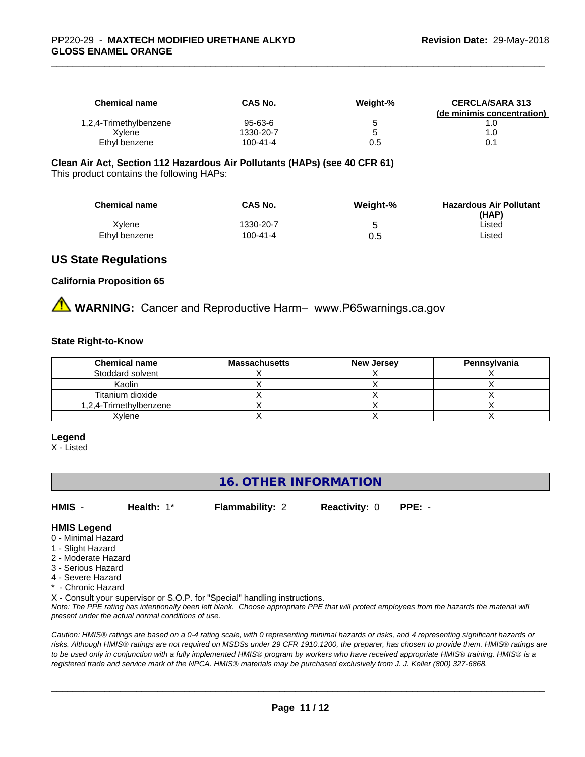| Chemical name | CAS No. | Weight-% | CERCLA/SARA 313 (de minimis concentration) |
| --- | --- | --- | --- |
| 1,2,4-Trimethylbenzene | 95-63-6 | 5 | 1.0 |
| Xylene | 1330-20-7 | 5 | 1.0 |
| Ethyl benzene | 100-41-4 | 0.5 | 0.1 |

**Clean Air Act, Section 112 Hazardous Air Pollutants (HAPs) (see 40 CFR 61)**

This product contains the following HAPs:

| Chemical name | CAS No. | Weight-% | Hazardous Air Pollutant (HAP) |
| --- | --- | --- | --- |
| Xylene | 1330-20-7 | 5 | Listed |
| Ethyl benzene | 100-41-4 | 0.5 | Listed |

## US State Regulations

**California Proposition 65**

⚠ **WARNING:** Cancer and Reproductive Harm– www.P65warnings.ca.gov

**State Right-to-Know**

| Chemical name | Massachusetts | New Jersey | Pennsylvania |
| --- | --- | --- | --- |
| Stoddard solvent | X | X | X |
| Kaolin | X | X | X |
| Titanium dioxide | X | X | X |
| 1,2,4-Trimethylbenzene | X | X | X |
| Xylene | X | X | X |

**Legend**

X - Listed

## 16. OTHER INFORMATION

**HMIS** - **Health:** 1* **Flammability:** 2 **Reactivity:** 0 **PPE:** -

**HMIS Legend**

0 - Minimal Hazard
1 - Slight Hazard
2 - Moderate Hazard
3 - Serious Hazard
4 - Severe Hazard
* - Chronic Hazard
X - Consult your supervisor or S.O.P. for "Special" handling instructions.

*Note: The PPE rating has intentionally been left blank. Choose appropriate PPE that will protect employees from the hazards the material will present under the actual normal conditions of use.*

*Caution: HMIS® ratings are based on a 0-4 rating scale, with 0 representing minimal hazards or risks, and 4 representing significant hazards or risks. Although HMIS® ratings are not required on MSDSs under 29 CFR 1910.1200, the preparer, has chosen to provide them. HMIS® ratings are to be used only in conjunction with a fully implemented HMIS® program by workers who have received appropriate HMIS® training. HMIS® is a registered trade and service mark of the NPCA. HMIS® materials may be purchased exclusively from J. J. Keller (800) 327-6868.*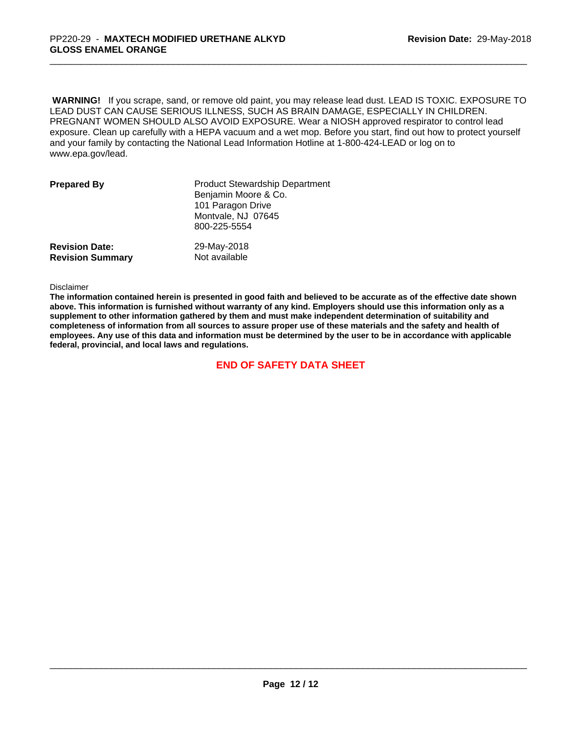**WARNING!** If you scrape, sand, or remove old paint, you may release lead dust. LEAD IS TOXIC. EXPOSURE TO LEAD DUST CAN CAUSE SERIOUS ILLNESS, SUCH AS BRAIN DAMAGE, ESPECIALLY IN CHILDREN. PREGNANT WOMEN SHOULD ALSO AVOID EXPOSURE. Wear a NIOSH approved respirator to control lead exposure. Clean up carefully with a HEPA vacuum and a wet mop. Before you start, find out how to protect yourself and your family by contacting the National Lead Information Hotline at 1-800-424-LEAD or log on to www.epa.gov/lead.

| | |
|---|---|
| **Prepared By** | Product Stewardship Department<br>Benjamin Moore & Co.<br>101 Paragon Drive<br>Montvale, NJ 07645<br>800-225-5554 |
| **Revision Date:** | 29-May-2018 |
| **Revision Summary** | Not available |

Disclaimer

**The information contained herein is presented in good faith and believed to be accurate as of the effective date shown above. This information is furnished without warranty of any kind. Employers should use this information only as a supplement to other information gathered by them and must make independent determination of suitability and completeness of information from all sources to assure proper use of these materials and the safety and health of employees. Any use of this data and information must be determined by the user to be in accordance with applicable federal, provincial, and local laws and regulations.**

**END OF SAFETY DATA SHEET**